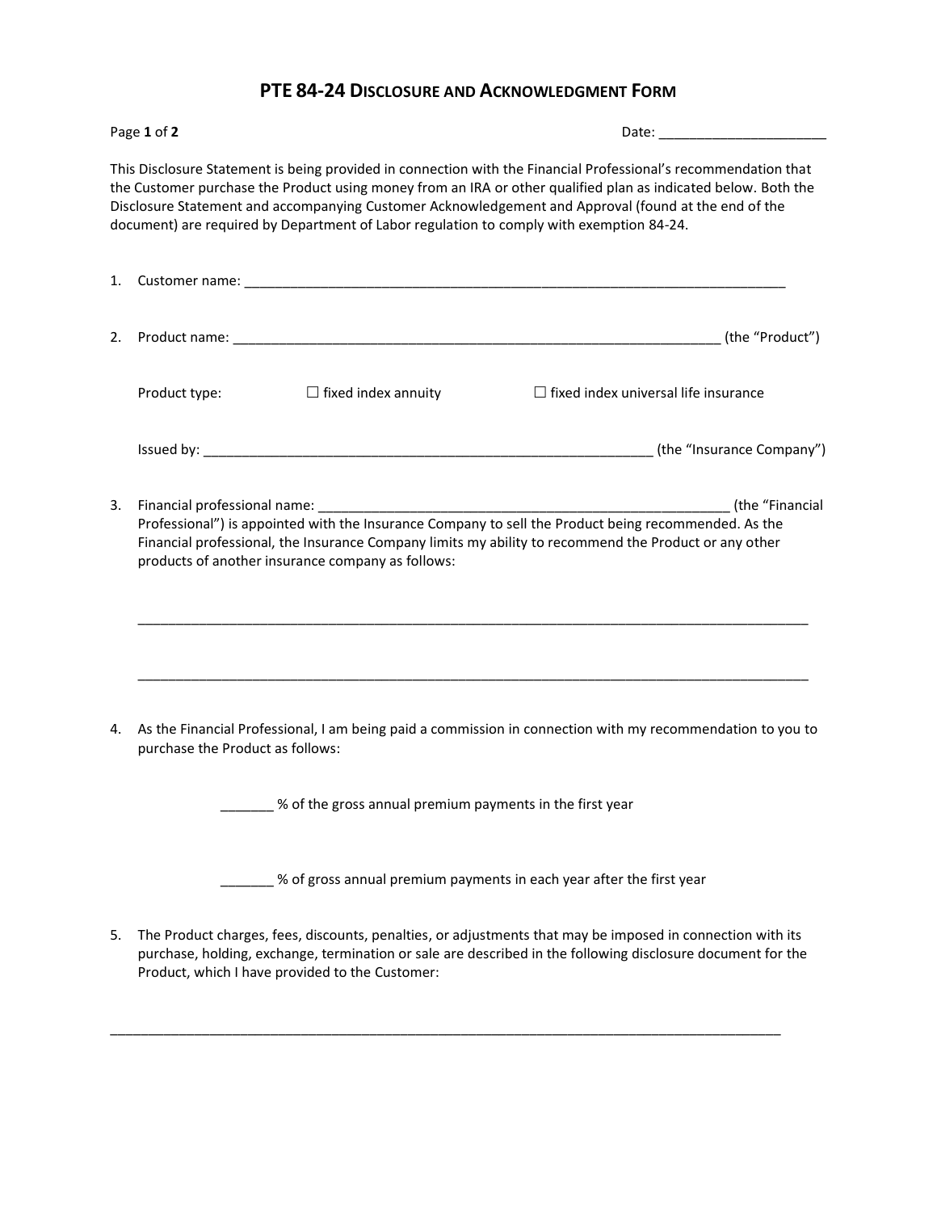# PTE 84-24 Disclosure and Acknowledgment Form

Date: ______________________

This Disclosure Statement is being provided in connection with the Financial Professional's recommendation that the Customer purchase the Product using money from an IRA or other qualified plan as indicated below. Both the Disclosure Statement and accompanying Customer Acknowledgement and Approval (found at the end of the document) are required by Department of Labor regulation to comply with exemption 84-24.

1. Customer name: ___________________________________________________________________________

2. Product name: ____________________________________________________________________ (the "Product")

   Product type: ☐ fixed index annuity ☐ fixed index universal life insurance

   Issued by: _______________________________________________________________ (the "Insurance Company")

3. Financial professional name: _________________________________________________________ (the "Financial Professional") is appointed with the Insurance Company to sell the Product being recommended. As the Financial professional, the Insurance Company limits my ability to recommend the Product or any other products of another insurance company as follows:

   _____________________________________________________________________________________________

   _____________________________________________________________________________________________

4. As the Financial Professional, I am being paid a commission in connection with my recommendation to you to purchase the Product as follows:

   _______ % of the gross annual premium payments in the first year

   _______ % of gross annual premium payments in each year after the first year

5. The Product charges, fees, discounts, penalties, or adjustments that may be imposed in connection with its purchase, holding, exchange, termination or sale are described in the following disclosure document for the Product, which I have provided to the Customer:

_____________________________________________________________________________________________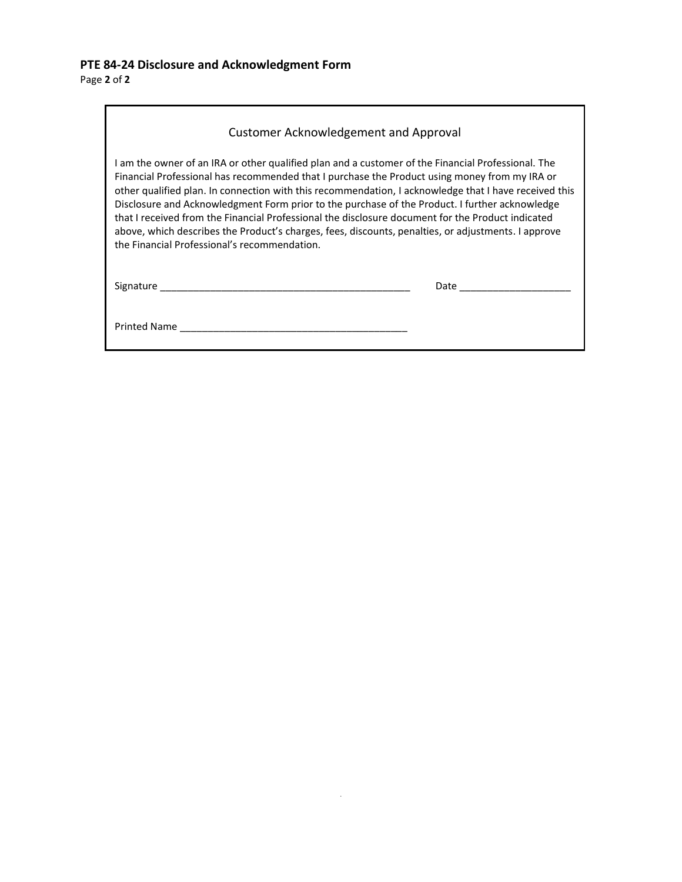### Customer Acknowledgement and Approval

I am the owner of an IRA or other qualified plan and a customer of the Financial Professional. The Financial Professional has recommended that I purchase the Product using money from my IRA or other qualified plan. In connection with this recommendation, I acknowledge that I have received this Disclosure and Acknowledgment Form prior to the purchase of the Product. I further acknowledge that I received from the Financial Professional the disclosure document for the Product indicated above, which describes the Product's charges, fees, discounts, penalties, or adjustments. I approve the Financial Professional's recommendation.

Signature ______________________________________________ Date ____________________

Printed Name __________________________________________